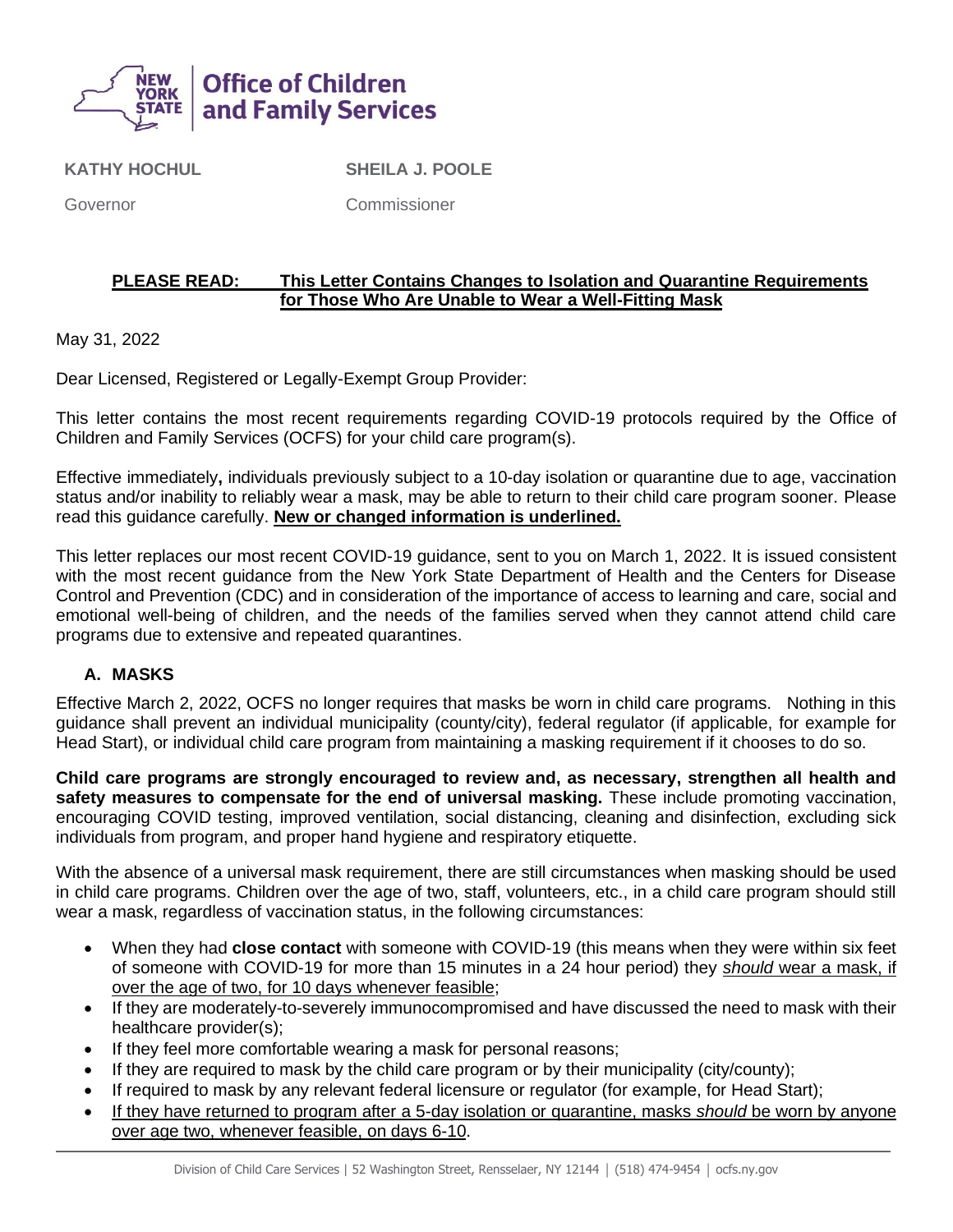New York State Office of Children and Family Services

**KATHY HOCHUL**
Governor

**SHEILA J. POOLE**
Commissioner

**PLEASE READ: <u>This Letter Contains Changes to Isolation and Quarantine Requirements for Those Who Are Unable to Wear a Well-Fitting Mask</u>**

May 31, 2022

Dear Licensed, Registered or Legally-Exempt Group Provider:

This letter contains the most recent requirements regarding COVID-19 protocols required by the Office of Children and Family Services (OCFS) for your child care program(s).

Effective immediately**,** individuals previously subject to a 10-day isolation or quarantine due to age, vaccination status and/or inability to reliably wear a mask, may be able to return to their child care program sooner. Please read this guidance carefully. **<u>New or changed information is underlined.</u>**

This letter replaces our most recent COVID-19 guidance, sent to you on March 1, 2022. It is issued consistent with the most recent guidance from the New York State Department of Health and the Centers for Disease Control and Prevention (CDC) and in consideration of the importance of access to learning and care, social and emotional well-being of children, and the needs of the families served when they cannot attend child care programs due to extensive and repeated quarantines.

## A. MASKS

Effective March 2, 2022, OCFS no longer requires that masks be worn in child care programs. Nothing in this guidance shall prevent an individual municipality (county/city), federal regulator (if applicable, for example for Head Start), or individual child care program from maintaining a masking requirement if it chooses to do so.

**Child care programs are strongly encouraged to review and, as necessary, strengthen all health and safety measures to compensate for the end of universal masking.** These include promoting vaccination, encouraging COVID testing, improved ventilation, social distancing, cleaning and disinfection, excluding sick individuals from program, and proper hand hygiene and respiratory etiquette.

With the absence of a universal mask requirement, there are still circumstances when masking should be used in child care programs. Children over the age of two, staff, volunteers, etc., in a child care program should still wear a mask, regardless of vaccination status, in the following circumstances:

- When they had **close contact** with someone with COVID-19 (this means when they were within six feet of someone with COVID-19 for more than 15 minutes in a 24 hour period) they <u>*should* wear a mask, if over the age of two, for 10 days whenever feasible</u>;
- If they are moderately-to-severely immunocompromised and have discussed the need to mask with their healthcare provider(s);
- If they feel more comfortable wearing a mask for personal reasons;
- If they are required to mask by the child care program or by their municipality (city/county);
- If required to mask by any relevant federal licensure or regulator (for example, for Head Start);
- <u>If they have returned to program after a 5-day isolation or quarantine, masks *should* be worn by anyone over age two, whenever feasible, on days 6-10</u>.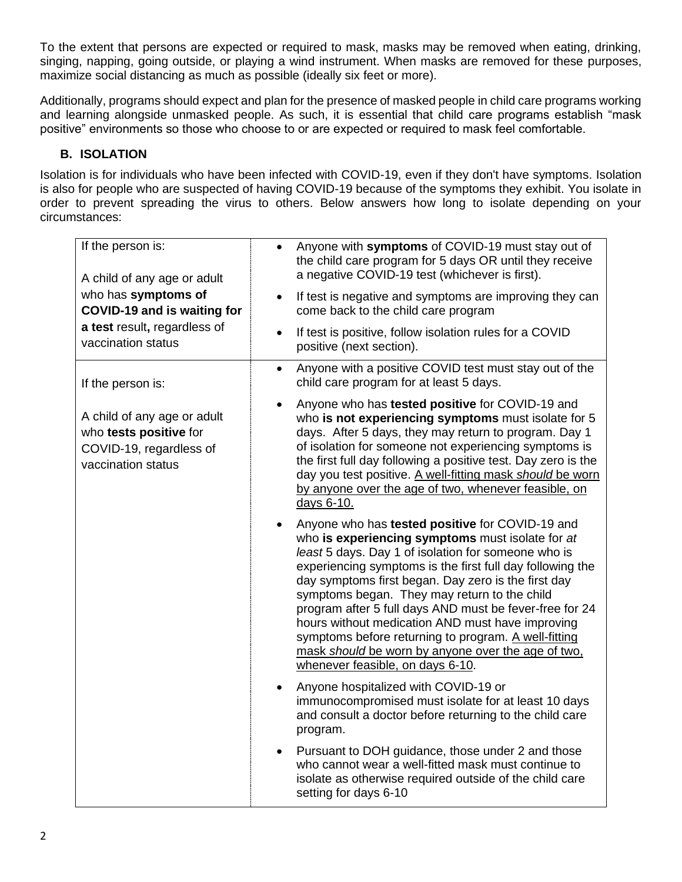To the extent that persons are expected or required to mask, masks may be removed when eating, drinking, singing, napping, going outside, or playing a wind instrument. When masks are removed for these purposes, maximize social distancing as much as possible (ideally six feet or more).

Additionally, programs should expect and plan for the presence of masked people in child care programs working and learning alongside unmasked people. As such, it is essential that child care programs establish "mask positive" environments so those who choose to or are expected or required to mask feel comfortable.

### B. ISOLATION

Isolation is for individuals who have been infected with COVID-19, even if they don't have symptoms. Isolation is also for people who are suspected of having COVID-19 because of the symptoms they exhibit. You isolate in order to prevent spreading the virus to others. Below answers how long to isolate depending on your circumstances:

| If the person is: | |
|---|---|
| If the person is:<br><br>A child of any age or adult who has **symptoms of COVID-19 and is waiting for a test** result**,** regardless of vaccination status | • Anyone with **symptoms** of COVID-19 must stay out of the child care program for 5 days OR until they receive a negative COVID-19 test (whichever is first).<br>• If test is negative and symptoms are improving they can come back to the child care program<br>• If test is positive, follow isolation rules for a COVID positive (next section). |
| If the person is:<br><br>A child of any age or adult who **tests positive** for COVID-19, regardless of vaccination status | • Anyone with a positive COVID test must stay out of the child care program for at least 5 days.<br>• Anyone who has **tested positive** for COVID-19 and who **is not experiencing symptoms** must isolate for 5 days. After 5 days, they may return to program. Day 1 of isolation for someone not experiencing symptoms is the first full day following a positive test. Day zero is the day you test positive. A well-fitting mask *should* be worn by anyone over the age of two, whenever feasible, on days 6-10.<br>• Anyone who has **tested positive** for COVID-19 and who **is experiencing symptoms** must isolate for *at least* 5 days. Day 1 of isolation for someone who is experiencing symptoms is the first full day following the day symptoms first began. Day zero is the first day symptoms began. They may return to the child program after 5 full days AND must be fever-free for 24 hours without medication AND must have improving symptoms before returning to program. A well-fitting mask *should* be worn by anyone over the age of two, whenever feasible, on days 6-10.<br>• Anyone hospitalized with COVID-19 or immunocompromised must isolate for at least 10 days and consult a doctor before returning to the child care program.<br>• Pursuant to DOH guidance, those under 2 and those who cannot wear a well-fitted mask must continue to isolate as otherwise required outside of the child care setting for days 6-10 |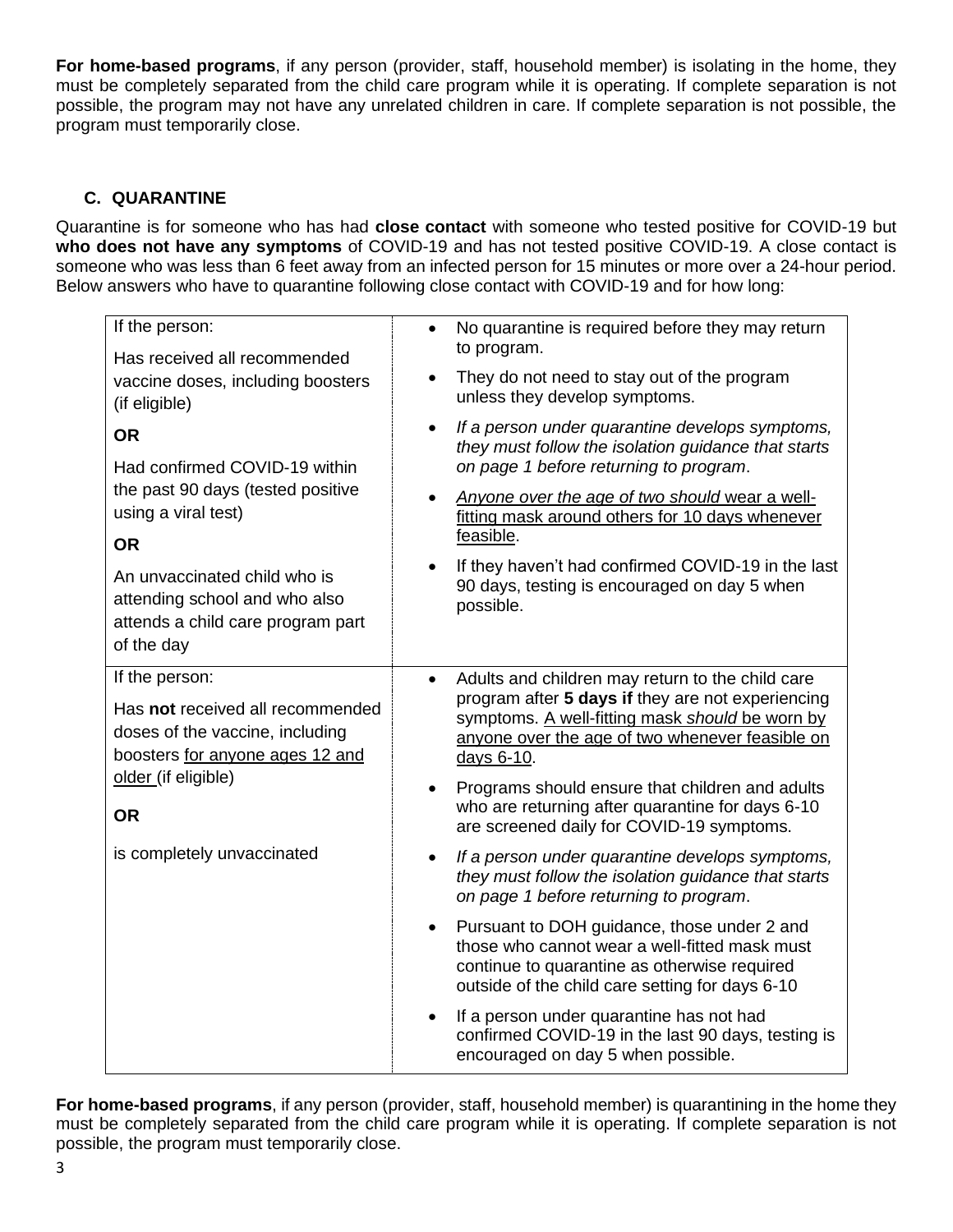**For home-based programs**, if any person (provider, staff, household member) is isolating in the home, they must be completely separated from the child care program while it is operating. If complete separation is not possible, the program may not have any unrelated children in care. If complete separation is not possible, the program must temporarily close.

### C. QUARANTINE

Quarantine is for someone who has had **close contact** with someone who tested positive for COVID-19 but **who does not have any symptoms** of COVID-19 and has not tested positive COVID-19. A close contact is someone who was less than 6 feet away from an infected person for 15 minutes or more over a 24-hour period. Below answers who have to quarantine following close contact with COVID-19 and for how long:

| | |
|---|---|
| If the person:<br><br>Has received all recommended vaccine doses, including boosters (if eligible)<br><br>**OR**<br><br>Had confirmed COVID-19 within the past 90 days (tested positive using a viral test)<br><br>**OR**<br><br>An unvaccinated child who is attending school and who also attends a child care program part of the day | • No quarantine is required before they may return to program.<br>• They do not need to stay out of the program unless they develop symptoms.<br>• *If a person under quarantine develops symptoms, they must follow the isolation guidance that starts on page 1 before returning to program*.<br>• <u>*Anyone over the age of two should* wear a well-fitting mask around others for 10 days whenever feasible</u>.<br>• If they haven't had confirmed COVID-19 in the last 90 days, testing is encouraged on day 5 when possible. |
| If the person:<br><br>Has **not** received all recommended doses of the vaccine, including boosters <u>for anyone ages 12 and older</u> (if eligible)<br><br>**OR**<br><br>is completely unvaccinated | • Adults and children may return to the child care program after **5 days if** they are not experiencing symptoms. <u>A well-fitting mask *should* be worn by anyone over the age of two whenever feasible on days 6-10</u>.<br>• Programs should ensure that children and adults who are returning after quarantine for days 6-10 are screened daily for COVID-19 symptoms.<br>• *If a person under quarantine develops symptoms, they must follow the isolation guidance that starts on page 1 before returning to program*.<br>• Pursuant to DOH guidance, those under 2 and those who cannot wear a well-fitted mask must continue to quarantine as otherwise required outside of the child care setting for days 6-10<br>• If a person under quarantine has not had confirmed COVID-19 in the last 90 days, testing is encouraged on day 5 when possible. |

**For home-based programs**, if any person (provider, staff, household member) is quarantining in the home they must be completely separated from the child care program while it is operating. If complete separation is not possible, the program must temporarily close.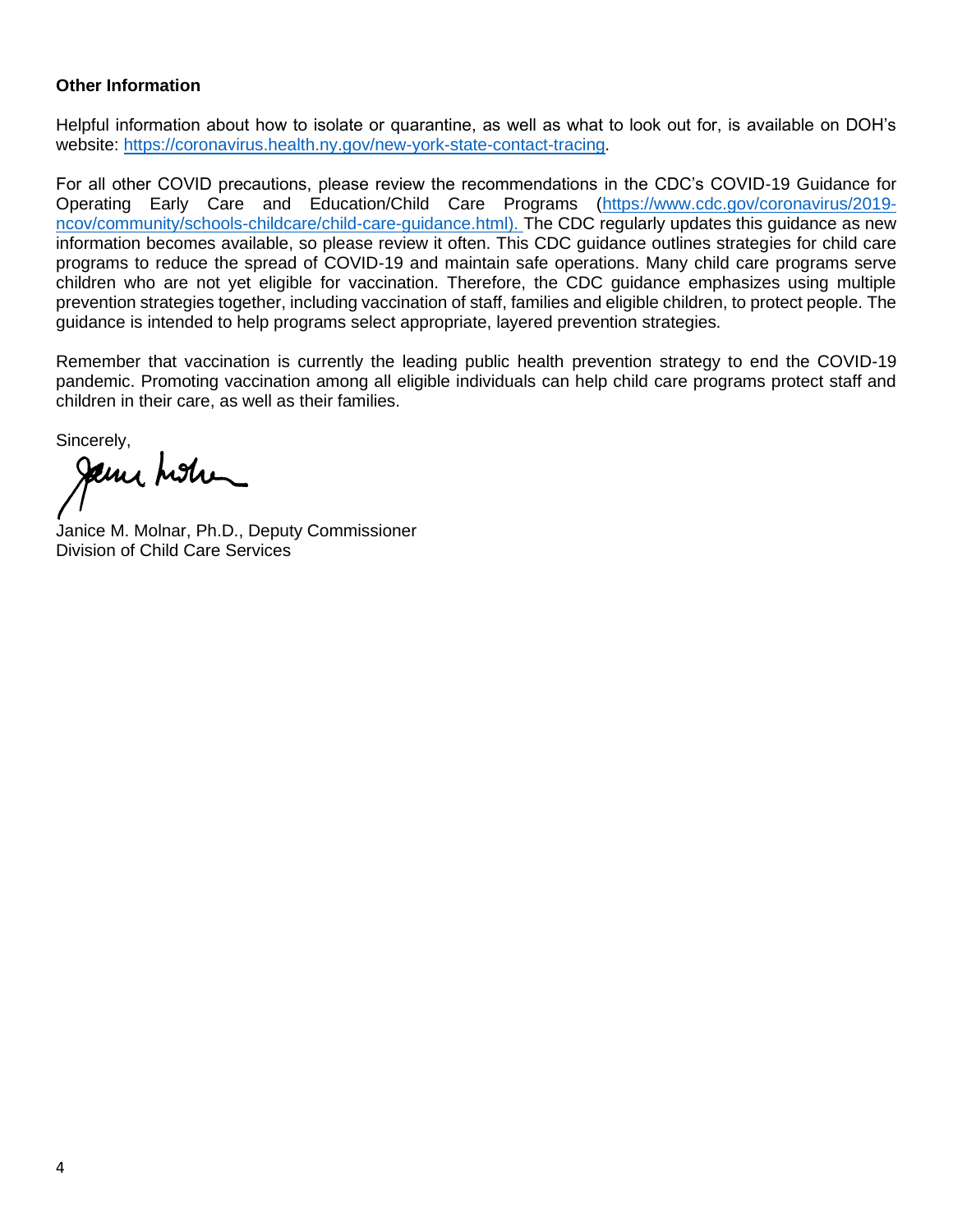**Other Information**

Helpful information about how to isolate or quarantine, as well as what to look out for, is available on DOH's website: https://coronavirus.health.ny.gov/new-york-state-contact-tracing.

For all other COVID precautions, please review the recommendations in the CDC's COVID-19 Guidance for Operating Early Care and Education/Child Care Programs (https://www.cdc.gov/coronavirus/2019-ncov/community/schools-childcare/child-care-guidance.html). The CDC regularly updates this guidance as new information becomes available, so please review it often. This CDC guidance outlines strategies for child care programs to reduce the spread of COVID-19 and maintain safe operations. Many child care programs serve children who are not yet eligible for vaccination. Therefore, the CDC guidance emphasizes using multiple prevention strategies together, including vaccination of staff, families and eligible children, to protect people. The guidance is intended to help programs select appropriate, layered prevention strategies.

Remember that vaccination is currently the leading public health prevention strategy to end the COVID-19 pandemic. Promoting vaccination among all eligible individuals can help child care programs protect staff and children in their care, as well as their families.

Sincerely,

Janice M. Molnar, Ph.D., Deputy Commissioner
Division of Child Care Services